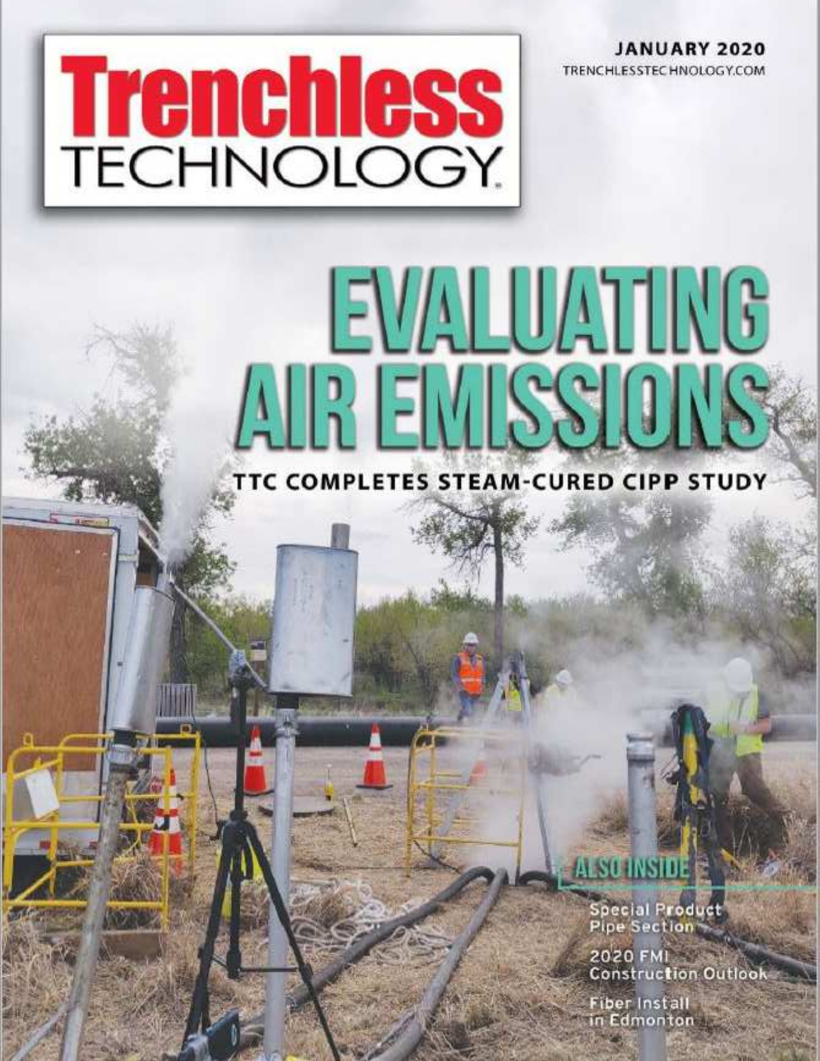# Trenchless TECHNOLOGY

JANUARY 2020
TRENCHLESSTECHNOLOGY.COM

# EVALUATING AIR EMISSIONS

## TTC COMPLETES STEAM-CURED CIPP STUDY

### ALSO INSIDE

Special Product Pipe Section

2020 FMI Construction Outlook

Fiber Install in Edmonton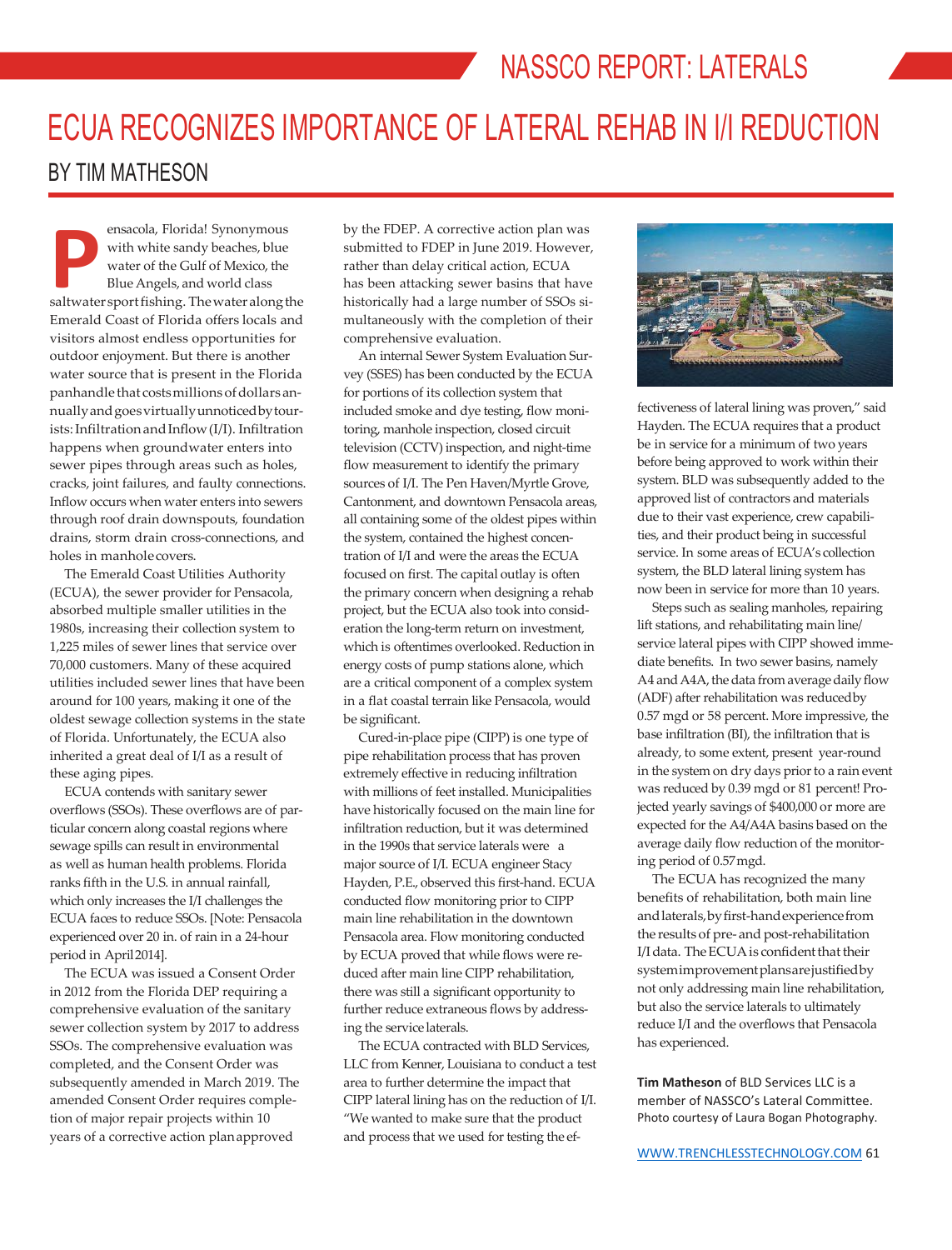# NASSCO REPORT: LATERALS

# ECUA RECOGNIZES IMPORTANCE OF LATERAL REHAB IN I/I REDUCTION

## BY TIM MATHESON

Pensacola, Florida! Synonymous with white sandy beaches, blue water of the Gulf of Mexico, the Blue Angels, and world class saltwater sport fishing. The water along the Emerald Coast of Florida offers locals and visitors almost endless opportunities for outdoor enjoyment. But there is another water source that is present in the Florida panhandle that costs millions of dollars annually and goes virtually unnoticed by tourists: Infiltration and Inflow (I/I). Infiltration happens when groundwater enters into sewer pipes through areas such as holes, cracks, joint failures, and faulty connections. Inflow occurs when water enters into sewers through roof drain downspouts, foundation drains, storm drain cross-connections, and holes in manhole covers.

The Emerald Coast Utilities Authority (ECUA), the sewer provider for Pensacola, absorbed multiple smaller utilities in the 1980s, increasing their collection system to 1,225 miles of sewer lines that service over 70,000 customers. Many of these acquired utilities included sewer lines that have been around for 100 years, making it one of the oldest sewage collection systems in the state of Florida. Unfortunately, the ECUA also inherited a great deal of I/I as a result of these aging pipes.

ECUA contends with sanitary sewer overflows (SSOs). These overflows are of particular concern along coastal regions where sewage spills can result in environmental as well as human health problems. Florida ranks fifth in the U.S. in annual rainfall, which only increases the I/I challenges the ECUA faces to reduce SSOs. [Note: Pensacola experienced over 20 in. of rain in a 24-hour period in April 2014].

The ECUA was issued a Consent Order in 2012 from the Florida DEP requiring a comprehensive evaluation of the sanitary sewer collection system by 2017 to address SSOs. The comprehensive evaluation was completed, and the Consent Order was subsequently amended in March 2019. The amended Consent Order requires completion of major repair projects within 10 years of a corrective action plan approved by the FDEP. A corrective action plan was submitted to FDEP in June 2019. However, rather than delay critical action, ECUA has been attacking sewer basins that have historically had a large number of SSOs simultaneously with the completion of their comprehensive evaluation.

An internal Sewer System Evaluation Survey (SSES) has been conducted by the ECUA for portions of its collection system that included smoke and dye testing, flow monitoring, manhole inspection, closed circuit television (CCTV) inspection, and night-time flow measurement to identify the primary sources of I/I. The Pen Haven/Myrtle Grove, Cantonment, and downtown Pensacola areas, all containing some of the oldest pipes within the system, contained the highest concentration of I/I and were the areas the ECUA focused on first. The capital outlay is often the primary concern when designing a rehab project, but the ECUA also took into consideration the long-term return on investment, which is oftentimes overlooked. Reduction in energy costs of pump stations alone, which are a critical component of a complex system in a flat coastal terrain like Pensacola, would be significant.

Cured-in-place pipe (CIPP) is one type of pipe rehabilitation process that has proven extremely effective in reducing infiltration with millions of feet installed. Municipalities have historically focused on the main line for infiltration reduction, but it was determined in the 1990s that service laterals were a major source of I/I. ECUA engineer Stacy Hayden, P.E., observed this first-hand. ECUA conducted flow monitoring prior to CIPP main line rehabilitation in the downtown Pensacola area. Flow monitoring conducted by ECUA proved that while flows were reduced after main line CIPP rehabilitation, there was still a significant opportunity to further reduce extraneous flows by addressing the service laterals.

The ECUA contracted with BLD Services, LLC from Kenner, Louisiana to conduct a test area to further determine the impact that CIPP lateral lining has on the reduction of I/I. "We wanted to make sure that the product and process that we used for testing the effectiveness of lateral lining was proven," said Hayden. The ECUA requires that a product be in service for a minimum of two years before being approved to work within their system. BLD was subsequently added to the approved list of contractors and materials due to their vast experience, crew capabilities, and their product being in successful service. In some areas of ECUA's collection system, the BLD lateral lining system has now been in service for more than 10 years.

Steps such as sealing manholes, repairing lift stations, and rehabilitating main line/service lateral pipes with CIPP showed immediate benefits. In two sewer basins, namely A4 and A4A, the data from average daily flow (ADF) after rehabilitation was reduced by 0.57 mgd or 58 percent. More impressive, the base infiltration (BI), the infiltration that is already, to some extent, present year-round in the system on dry days prior to a rain event was reduced by 0.39 mgd or 81 percent! Projected yearly savings of $400,000 or more are expected for the A4/A4A basins based on the average daily flow reduction of the monitoring period of 0.57 mgd.

The ECUA has recognized the many benefits of rehabilitation, both main line and laterals, by first-hand experience from the results of pre- and post-rehabilitation I/I data. The ECUA is confident that their system improvement plans are justified by not only addressing main line rehabilitation, but also the service laterals to ultimately reduce I/I and the overflows that Pensacola has experienced.

**Tim Matheson** of BLD Services LLC is a member of NASSCO's Lateral Committee. Photo courtesy of Laura Bogan Photography.